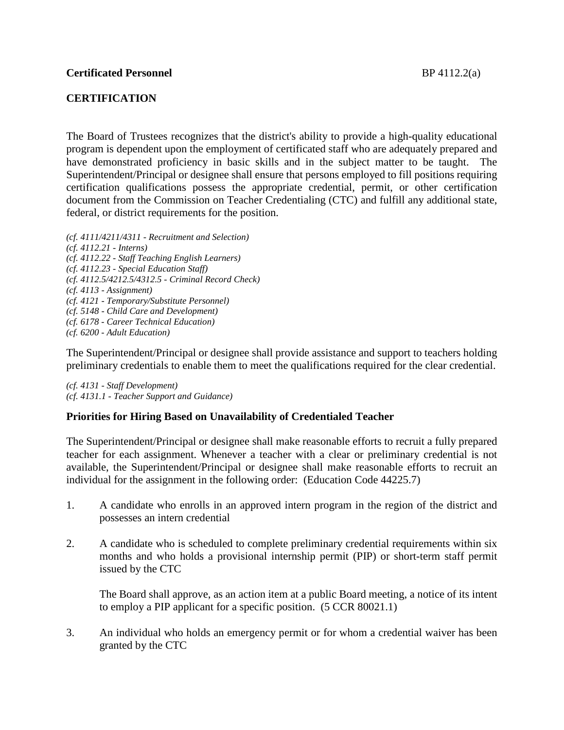**Certificated Personnel** BP 4112.2(a)

## CERTIFICATION

The Board of Trustees recognizes that the district's ability to provide a high-quality educational program is dependent upon the employment of certificated staff who are adequately prepared and have demonstrated proficiency in basic skills and in the subject matter to be taught. The Superintendent/Principal or designee shall ensure that persons employed to fill positions requiring certification qualifications possess the appropriate credential, permit, or other certification document from the Commission on Teacher Credentialing (CTC) and fulfill any additional state, federal, or district requirements for the position.

*(cf. 4111/4211/4311 - Recruitment and Selection)*
*(cf. 4112.21 - Interns)*
*(cf. 4112.22 - Staff Teaching English Learners)*
*(cf. 4112.23 - Special Education Staff)*
*(cf. 4112.5/4212.5/4312.5 - Criminal Record Check)*
*(cf. 4113 - Assignment)*
*(cf. 4121 - Temporary/Substitute Personnel)*
*(cf. 5148 - Child Care and Development)*
*(cf. 6178 - Career Technical Education)*
*(cf. 6200 - Adult Education)*

The Superintendent/Principal or designee shall provide assistance and support to teachers holding preliminary credentials to enable them to meet the qualifications required for the clear credential.

*(cf. 4131 - Staff Development)*
*(cf. 4131.1 - Teacher Support and Guidance)*

### Priorities for Hiring Based on Unavailability of Credentialed Teacher

The Superintendent/Principal or designee shall make reasonable efforts to recruit a fully prepared teacher for each assignment. Whenever a teacher with a clear or preliminary credential is not available, the Superintendent/Principal or designee shall make reasonable efforts to recruit an individual for the assignment in the following order: (Education Code 44225.7)

1. A candidate who enrolls in an approved intern program in the region of the district and possesses an intern credential

2. A candidate who is scheduled to complete preliminary credential requirements within six months and who holds a provisional internship permit (PIP) or short-term staff permit issued by the CTC

   The Board shall approve, as an action item at a public Board meeting, a notice of its intent to employ a PIP applicant for a specific position. (5 CCR 80021.1)

3. An individual who holds an emergency permit or for whom a credential waiver has been granted by the CTC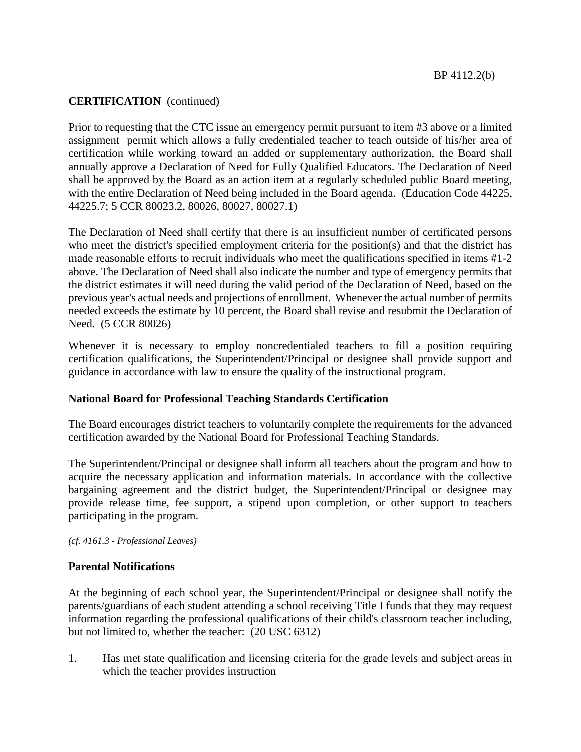**CERTIFICATION** (continued)

Prior to requesting that the CTC issue an emergency permit pursuant to item #3 above or a limited assignment permit which allows a fully credentialed teacher to teach outside of his/her area of certification while working toward an added or supplementary authorization, the Board shall annually approve a Declaration of Need for Fully Qualified Educators. The Declaration of Need shall be approved by the Board as an action item at a regularly scheduled public Board meeting, with the entire Declaration of Need being included in the Board agenda. (Education Code 44225, 44225.7; 5 CCR 80023.2, 80026, 80027, 80027.1)

The Declaration of Need shall certify that there is an insufficient number of certificated persons who meet the district's specified employment criteria for the position(s) and that the district has made reasonable efforts to recruit individuals who meet the qualifications specified in items #1-2 above. The Declaration of Need shall also indicate the number and type of emergency permits that the district estimates it will need during the valid period of the Declaration of Need, based on the previous year's actual needs and projections of enrollment. Whenever the actual number of permits needed exceeds the estimate by 10 percent, the Board shall revise and resubmit the Declaration of Need. (5 CCR 80026)

Whenever it is necessary to employ noncredentialed teachers to fill a position requiring certification qualifications, the Superintendent/Principal or designee shall provide support and guidance in accordance with law to ensure the quality of the instructional program.

**National Board for Professional Teaching Standards Certification**

The Board encourages district teachers to voluntarily complete the requirements for the advanced certification awarded by the National Board for Professional Teaching Standards.

The Superintendent/Principal or designee shall inform all teachers about the program and how to acquire the necessary application and information materials. In accordance with the collective bargaining agreement and the district budget, the Superintendent/Principal or designee may provide release time, fee support, a stipend upon completion, or other support to teachers participating in the program.

*(cf. 4161.3 - Professional Leaves)*

**Parental Notifications**

At the beginning of each school year, the Superintendent/Principal or designee shall notify the parents/guardians of each student attending a school receiving Title I funds that they may request information regarding the professional qualifications of their child's classroom teacher including, but not limited to, whether the teacher: (20 USC 6312)

1. Has met state qualification and licensing criteria for the grade levels and subject areas in which the teacher provides instruction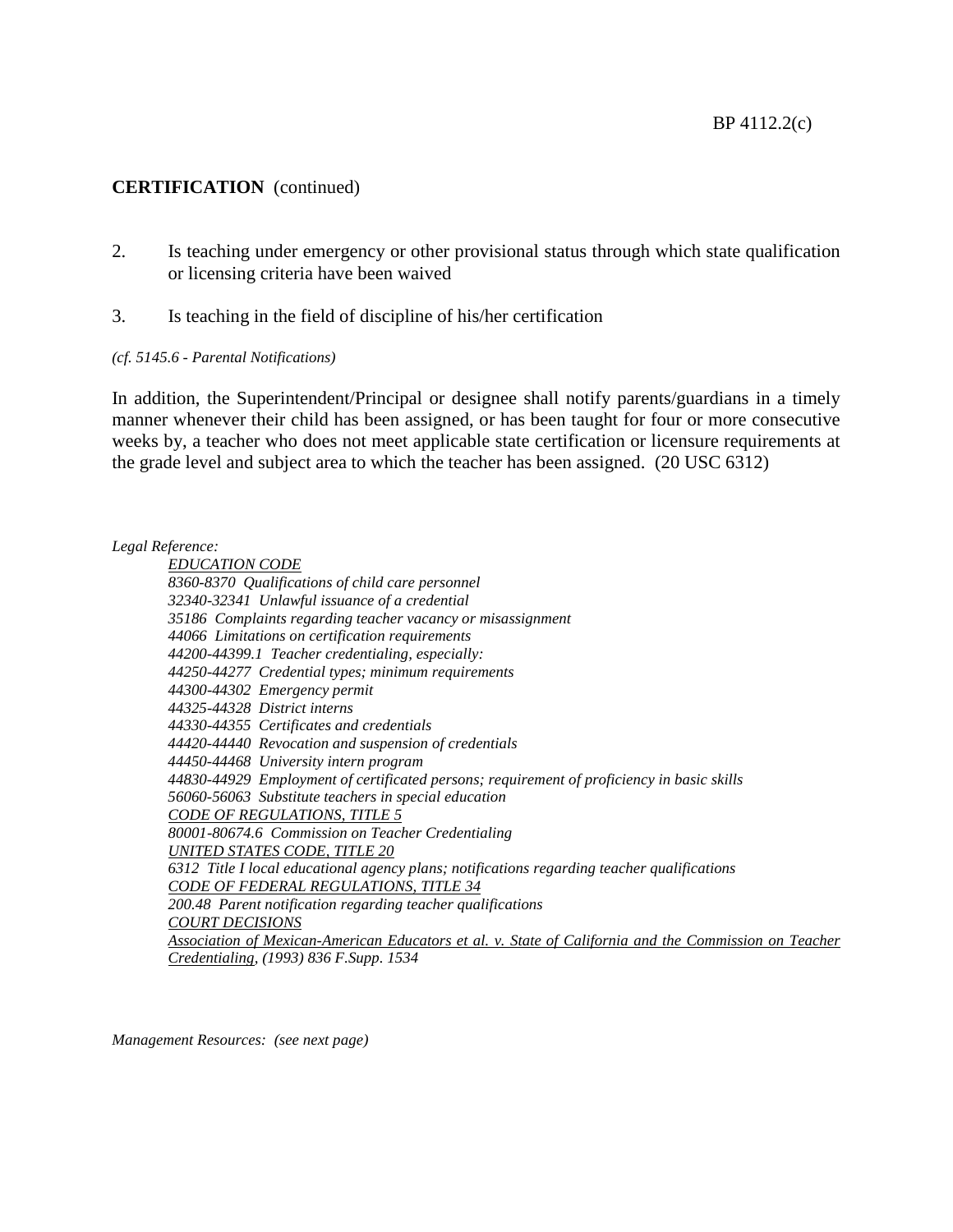**CERTIFICATION** (continued)

2. Is teaching under emergency or other provisional status through which state qualification or licensing criteria have been waived

3. Is teaching in the field of discipline of his/her certification

*(cf. 5145.6 - Parental Notifications)*

In addition, the Superintendent/Principal or designee shall notify parents/guardians in a timely manner whenever their child has been assigned, or has been taught for four or more consecutive weeks by, a teacher who does not meet applicable state certification or licensure requirements at the grade level and subject area to which the teacher has been assigned. (20 USC 6312)

*Legal Reference:*

*EDUCATION CODE*
*8360-8370 Qualifications of child care personnel*
*32340-32341 Unlawful issuance of a credential*
*35186 Complaints regarding teacher vacancy or misassignment*
*44066 Limitations on certification requirements*
*44200-44399.1 Teacher credentialing, especially:*
*44250-44277 Credential types; minimum requirements*
*44300-44302 Emergency permit*
*44325-44328 District interns*
*44330-44355 Certificates and credentials*
*44420-44440 Revocation and suspension of credentials*
*44450-44468 University intern program*
*44830-44929 Employment of certificated persons; requirement of proficiency in basic skills*
*56060-56063 Substitute teachers in special education*
*CODE OF REGULATIONS, TITLE 5*
*80001-80674.6 Commission on Teacher Credentialing*
*UNITED STATES CODE, TITLE 20*
*6312 Title I local educational agency plans; notifications regarding teacher qualifications*
*CODE OF FEDERAL REGULATIONS, TITLE 34*
*200.48 Parent notification regarding teacher qualifications*
*COURT DECISIONS*
*Association of Mexican-American Educators et al. v. State of California and the Commission on Teacher Credentialing, (1993) 836 F.Supp. 1534*

*Management Resources: (see next page)*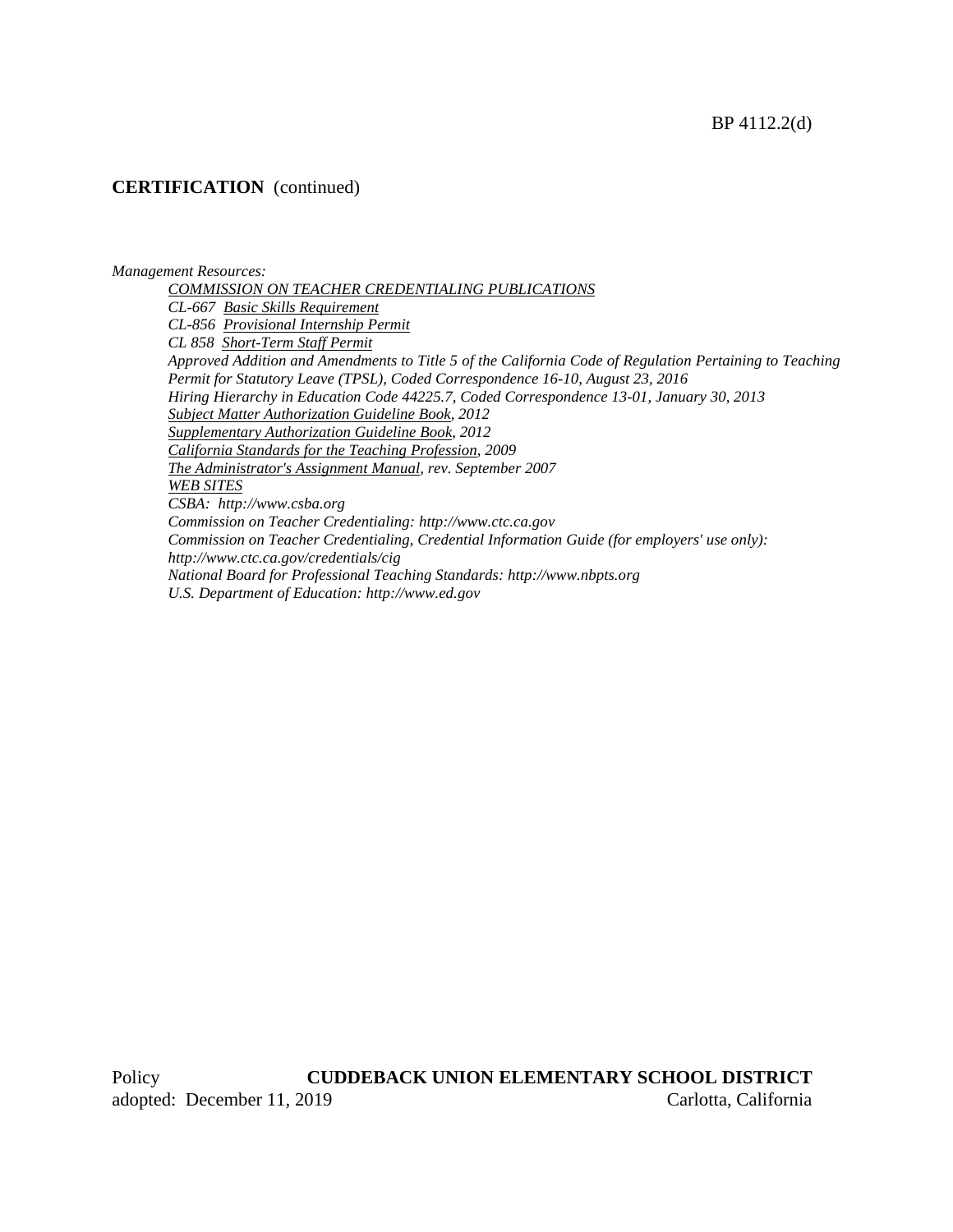**CERTIFICATION** (continued)

*Management Resources:*

*COMMISSION ON TEACHER CREDENTIALING PUBLICATIONS*
*CL-667 Basic Skills Requirement*
*CL-856 Provisional Internship Permit*
*CL 858 Short-Term Staff Permit*
*Approved Addition and Amendments to Title 5 of the California Code of Regulation Pertaining to Teaching Permit for Statutory Leave (TPSL), Coded Correspondence 16-10, August 23, 2016*
*Hiring Hierarchy in Education Code 44225.7, Coded Correspondence 13-01, January 30, 2013*
*Subject Matter Authorization Guideline Book, 2012*
*Supplementary Authorization Guideline Book, 2012*
*California Standards for the Teaching Profession, 2009*
*The Administrator's Assignment Manual, rev. September 2007*
*WEB SITES*
*CSBA: http://www.csba.org*
*Commission on Teacher Credentialing: http://www.ctc.ca.gov*
*Commission on Teacher Credentialing, Credential Information Guide (for employers' use only): http://www.ctc.ca.gov/credentials/cig*
*National Board for Professional Teaching Standards: http://www.nbpts.org*
*U.S. Department of Education: http://www.ed.gov*

Policy **CUDDEBACK UNION ELEMENTARY SCHOOL DISTRICT**
adopted: December 11, 2019 Carlotta, California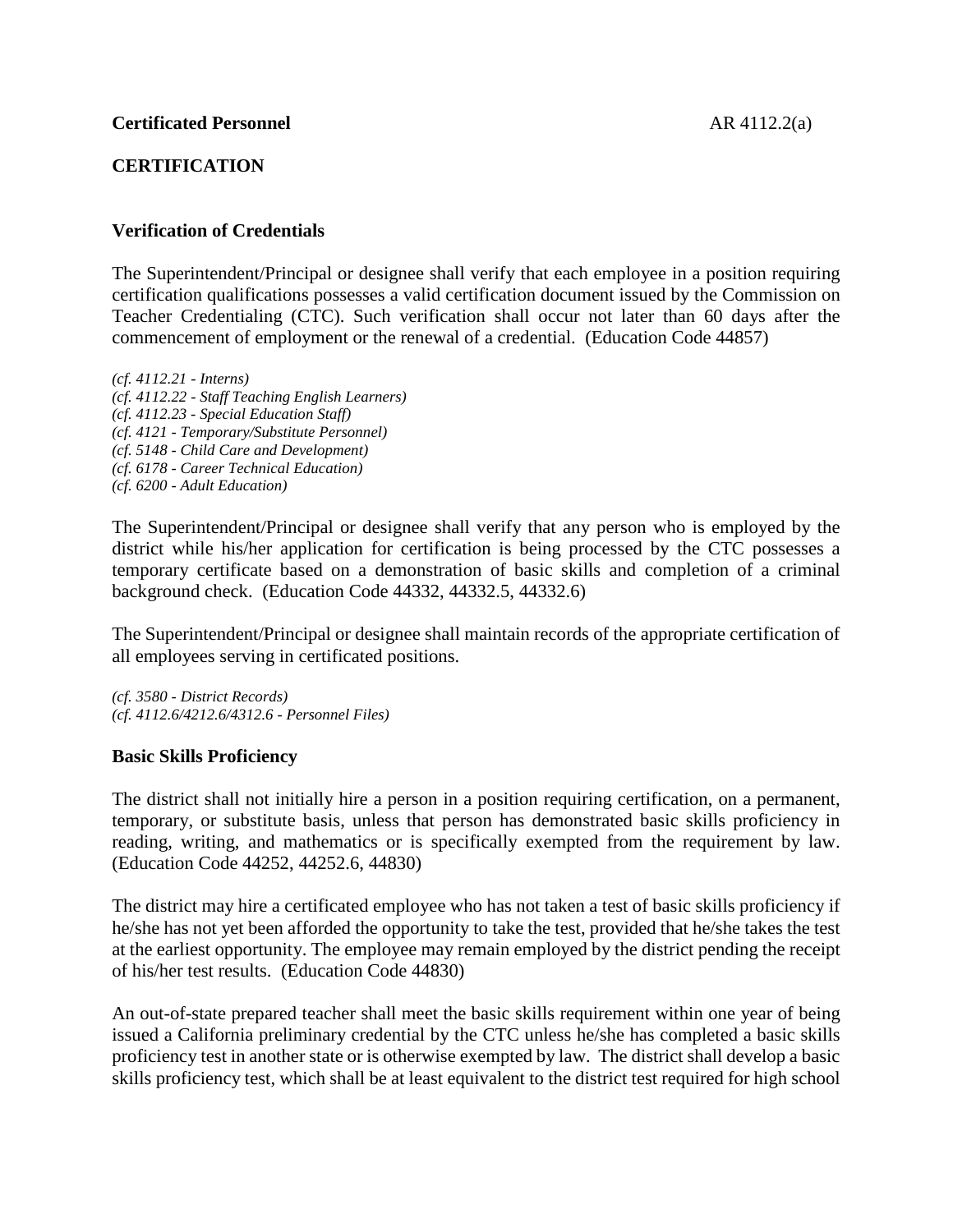**Certificated Personnel** AR 4112.2(a)

## CERTIFICATION

### Verification of Credentials

The Superintendent/Principal or designee shall verify that each employee in a position requiring certification qualifications possesses a valid certification document issued by the Commission on Teacher Credentialing (CTC). Such verification shall occur not later than 60 days after the commencement of employment or the renewal of a credential. (Education Code 44857)

*(cf. 4112.21 - Interns)*
*(cf. 4112.22 - Staff Teaching English Learners)*
*(cf. 4112.23 - Special Education Staff)*
*(cf. 4121 - Temporary/Substitute Personnel)*
*(cf. 5148 - Child Care and Development)*
*(cf. 6178 - Career Technical Education)*
*(cf. 6200 - Adult Education)*

The Superintendent/Principal or designee shall verify that any person who is employed by the district while his/her application for certification is being processed by the CTC possesses a temporary certificate based on a demonstration of basic skills and completion of a criminal background check. (Education Code 44332, 44332.5, 44332.6)

The Superintendent/Principal or designee shall maintain records of the appropriate certification of all employees serving in certificated positions.

*(cf. 3580 - District Records)*
*(cf. 4112.6/4212.6/4312.6 - Personnel Files)*

### Basic Skills Proficiency

The district shall not initially hire a person in a position requiring certification, on a permanent, temporary, or substitute basis, unless that person has demonstrated basic skills proficiency in reading, writing, and mathematics or is specifically exempted from the requirement by law. (Education Code 44252, 44252.6, 44830)

The district may hire a certificated employee who has not taken a test of basic skills proficiency if he/she has not yet been afforded the opportunity to take the test, provided that he/she takes the test at the earliest opportunity. The employee may remain employed by the district pending the receipt of his/her test results. (Education Code 44830)

An out-of-state prepared teacher shall meet the basic skills requirement within one year of being issued a California preliminary credential by the CTC unless he/she has completed a basic skills proficiency test in another state or is otherwise exempted by law. The district shall develop a basic skills proficiency test, which shall be at least equivalent to the district test required for high school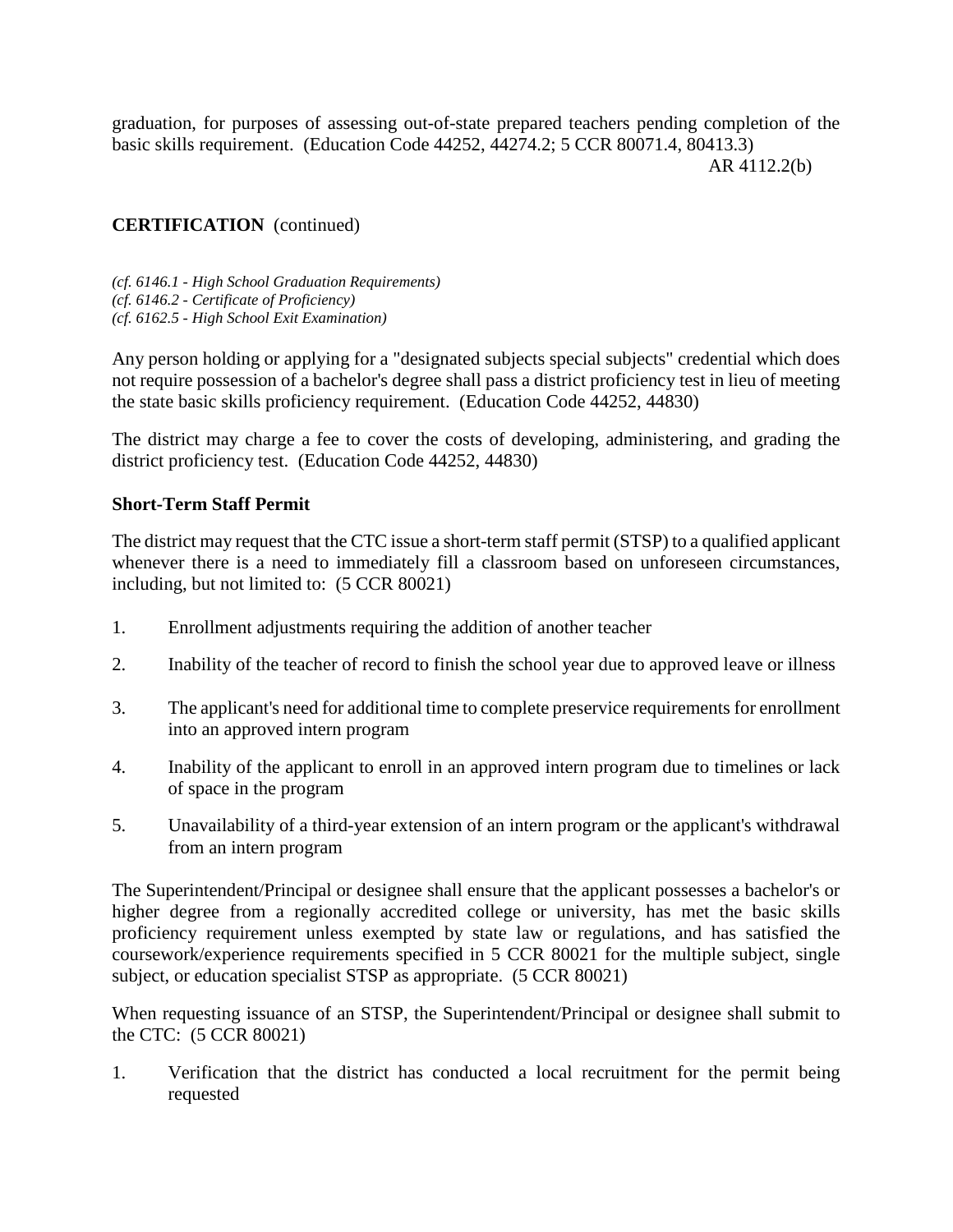graduation, for purposes of assessing out-of-state prepared teachers pending completion of the basic skills requirement. (Education Code 44252, 44274.2; 5 CCR 80071.4, 80413.3)

**CERTIFICATION** (continued)

*(cf. 6146.1 - High School Graduation Requirements)*
*(cf. 6146.2 - Certificate of Proficiency)*
*(cf. 6162.5 - High School Exit Examination)*

Any person holding or applying for a "designated subjects special subjects" credential which does not require possession of a bachelor's degree shall pass a district proficiency test in lieu of meeting the state basic skills proficiency requirement. (Education Code 44252, 44830)

The district may charge a fee to cover the costs of developing, administering, and grading the district proficiency test. (Education Code 44252, 44830)

**Short-Term Staff Permit**

The district may request that the CTC issue a short-term staff permit (STSP) to a qualified applicant whenever there is a need to immediately fill a classroom based on unforeseen circumstances, including, but not limited to: (5 CCR 80021)

1. Enrollment adjustments requiring the addition of another teacher
2. Inability of the teacher of record to finish the school year due to approved leave or illness
3. The applicant's need for additional time to complete preservice requirements for enrollment into an approved intern program
4. Inability of the applicant to enroll in an approved intern program due to timelines or lack of space in the program
5. Unavailability of a third-year extension of an intern program or the applicant's withdrawal from an intern program

The Superintendent/Principal or designee shall ensure that the applicant possesses a bachelor's or higher degree from a regionally accredited college or university, has met the basic skills proficiency requirement unless exempted by state law or regulations, and has satisfied the coursework/experience requirements specified in 5 CCR 80021 for the multiple subject, single subject, or education specialist STSP as appropriate. (5 CCR 80021)

When requesting issuance of an STSP, the Superintendent/Principal or designee shall submit to the CTC: (5 CCR 80021)

1. Verification that the district has conducted a local recruitment for the permit being requested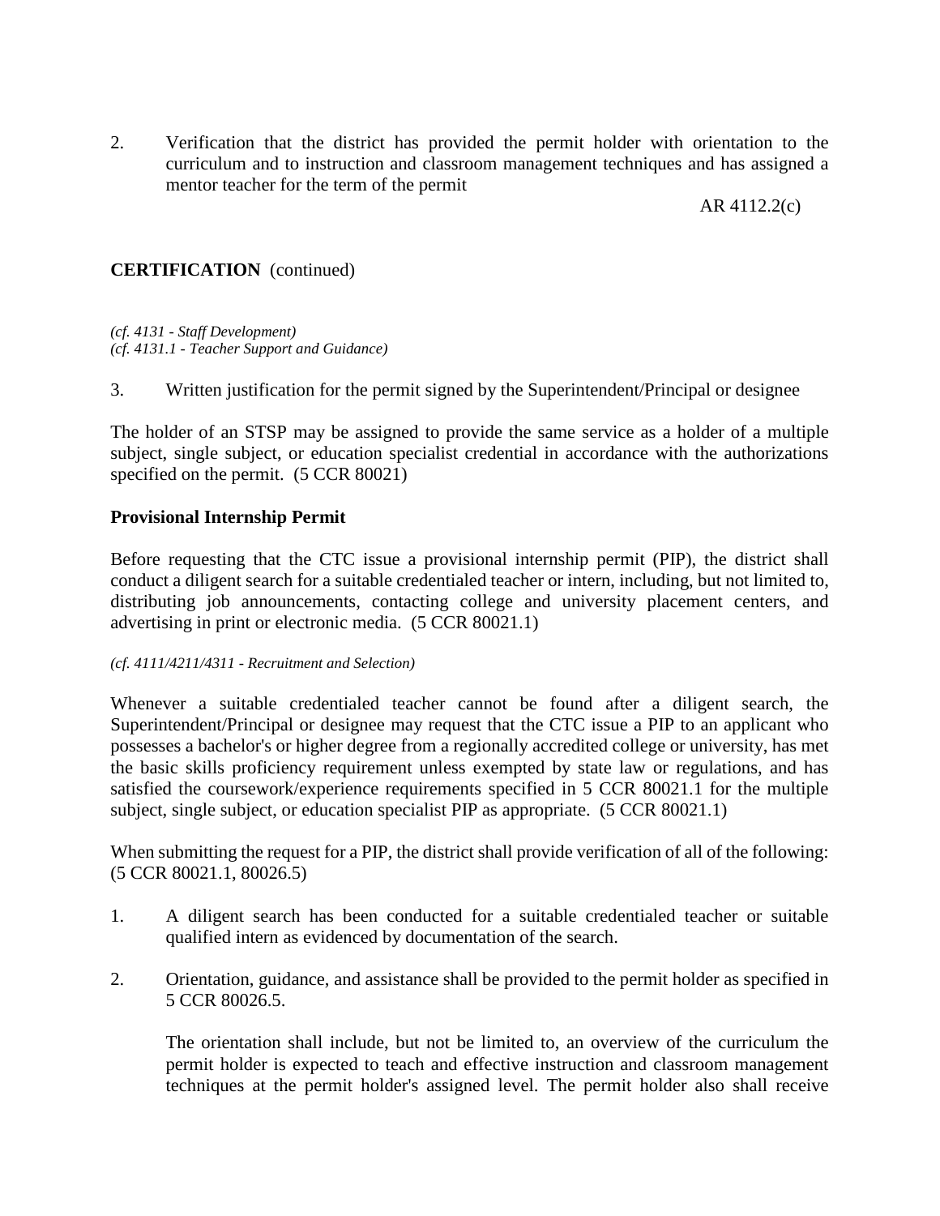2. Verification that the district has provided the permit holder with orientation to the curriculum and to instruction and classroom management techniques and has assigned a mentor teacher for the term of the permit

*(cf. 4131 - Staff Development)*
*(cf. 4131.1 - Teacher Support and Guidance)*

3. Written justification for the permit signed by the Superintendent/Principal or designee

The holder of an STSP may be assigned to provide the same service as a holder of a multiple subject, single subject, or education specialist credential in accordance with the authorizations specified on the permit. (5 CCR 80021)

**Provisional Internship Permit**

Before requesting that the CTC issue a provisional internship permit (PIP), the district shall conduct a diligent search for a suitable credentialed teacher or intern, including, but not limited to, distributing job announcements, contacting college and university placement centers, and advertising in print or electronic media. (5 CCR 80021.1)

*(cf. 4111/4211/4311 - Recruitment and Selection)*

Whenever a suitable credentialed teacher cannot be found after a diligent search, the Superintendent/Principal or designee may request that the CTC issue a PIP to an applicant who possesses a bachelor's or higher degree from a regionally accredited college or university, has met the basic skills proficiency requirement unless exempted by state law or regulations, and has satisfied the coursework/experience requirements specified in 5 CCR 80021.1 for the multiple subject, single subject, or education specialist PIP as appropriate. (5 CCR 80021.1)

When submitting the request for a PIP, the district shall provide verification of all of the following: (5 CCR 80021.1, 80026.5)

1. A diligent search has been conducted for a suitable credentialed teacher or suitable qualified intern as evidenced by documentation of the search.

2. Orientation, guidance, and assistance shall be provided to the permit holder as specified in 5 CCR 80026.5.

   The orientation shall include, but not be limited to, an overview of the curriculum the permit holder is expected to teach and effective instruction and classroom management techniques at the permit holder's assigned level. The permit holder also shall receive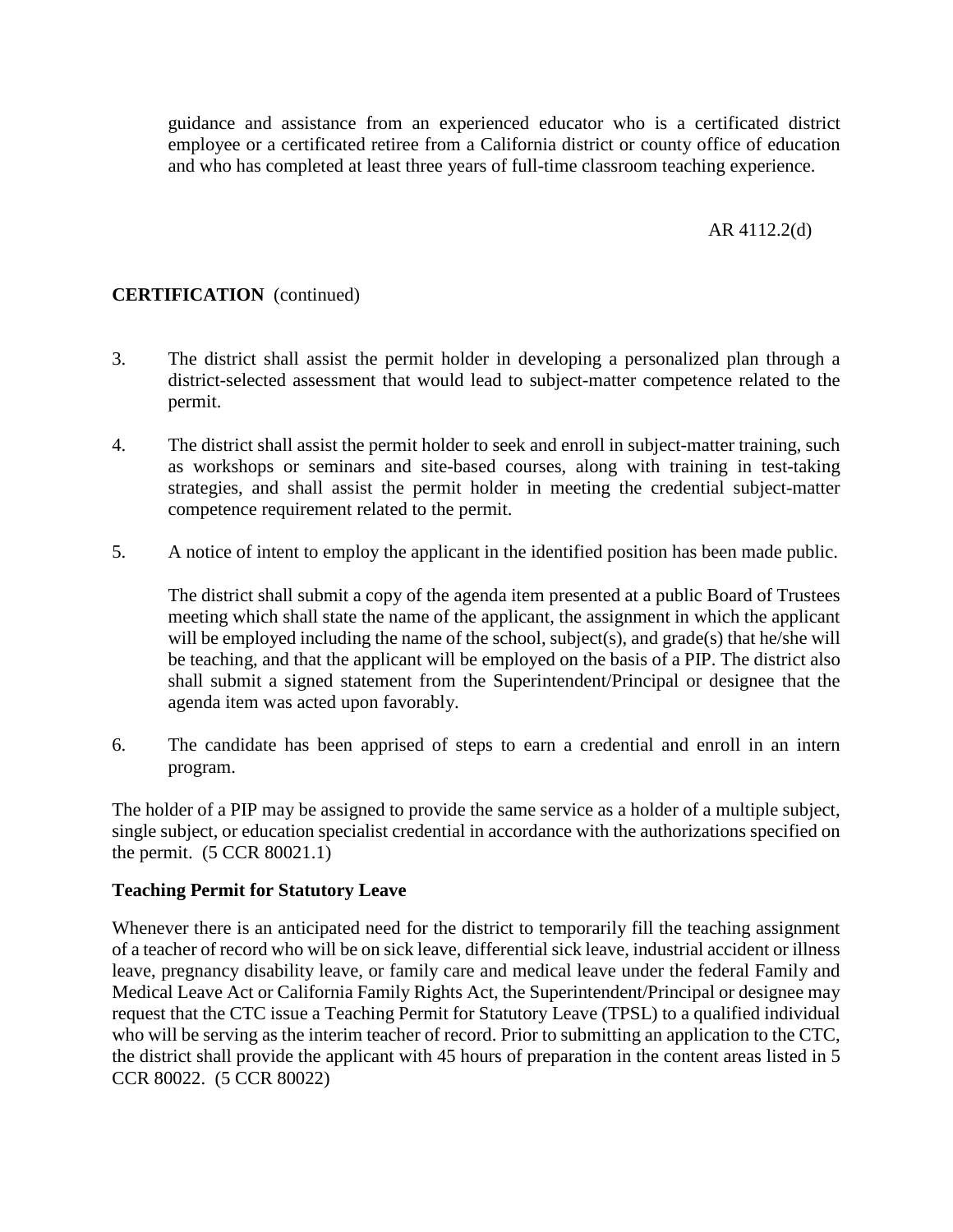guidance and assistance from an experienced educator who is a certificated district employee or a certificated retiree from a California district or county office of education and who has completed at least three years of full-time classroom teaching experience.

**CERTIFICATION** (continued)

3. The district shall assist the permit holder in developing a personalized plan through a district-selected assessment that would lead to subject-matter competence related to the permit.

4. The district shall assist the permit holder to seek and enroll in subject-matter training, such as workshops or seminars and site-based courses, along with training in test-taking strategies, and shall assist the permit holder in meeting the credential subject-matter competence requirement related to the permit.

5. A notice of intent to employ the applicant in the identified position has been made public.

   The district shall submit a copy of the agenda item presented at a public Board of Trustees meeting which shall state the name of the applicant, the assignment in which the applicant will be employed including the name of the school, subject(s), and grade(s) that he/she will be teaching, and that the applicant will be employed on the basis of a PIP. The district also shall submit a signed statement from the Superintendent/Principal or designee that the agenda item was acted upon favorably.

6. The candidate has been apprised of steps to earn a credential and enroll in an intern program.

The holder of a PIP may be assigned to provide the same service as a holder of a multiple subject, single subject, or education specialist credential in accordance with the authorizations specified on the permit. (5 CCR 80021.1)

**Teaching Permit for Statutory Leave**

Whenever there is an anticipated need for the district to temporarily fill the teaching assignment of a teacher of record who will be on sick leave, differential sick leave, industrial accident or illness leave, pregnancy disability leave, or family care and medical leave under the federal Family and Medical Leave Act or California Family Rights Act, the Superintendent/Principal or designee may request that the CTC issue a Teaching Permit for Statutory Leave (TPSL) to a qualified individual who will be serving as the interim teacher of record. Prior to submitting an application to the CTC, the district shall provide the applicant with 45 hours of preparation in the content areas listed in 5 CCR 80022. (5 CCR 80022)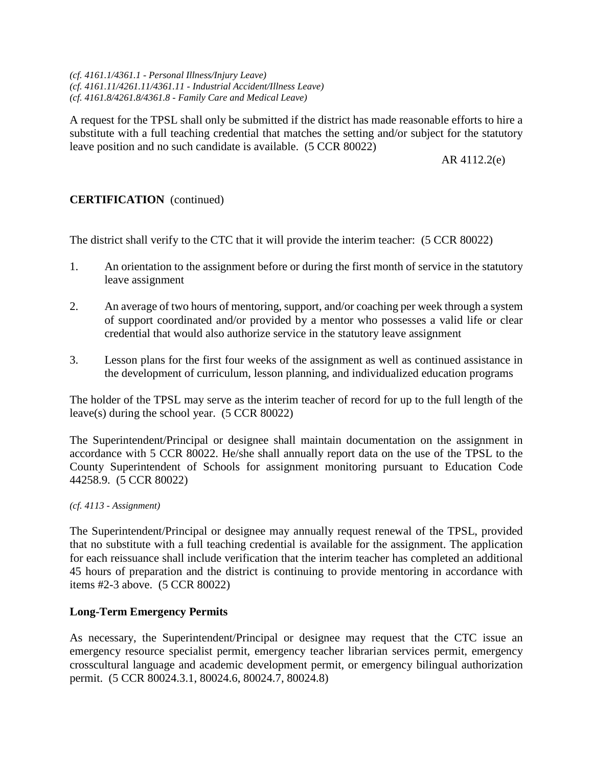*(cf. 4161.1/4361.1 - Personal Illness/Injury Leave)*
*(cf. 4161.11/4261.11/4361.11 - Industrial Accident/Illness Leave)*
*(cf. 4161.8/4261.8/4361.8 - Family Care and Medical Leave)*

A request for the TPSL shall only be submitted if the district has made reasonable efforts to hire a substitute with a full teaching credential that matches the setting and/or subject for the statutory leave position and no such candidate is available. (5 CCR 80022)

**CERTIFICATION** (continued)

The district shall verify to the CTC that it will provide the interim teacher: (5 CCR 80022)

1. An orientation to the assignment before or during the first month of service in the statutory leave assignment

2. An average of two hours of mentoring, support, and/or coaching per week through a system of support coordinated and/or provided by a mentor who possesses a valid life or clear credential that would also authorize service in the statutory leave assignment

3. Lesson plans for the first four weeks of the assignment as well as continued assistance in the development of curriculum, lesson planning, and individualized education programs

The holder of the TPSL may serve as the interim teacher of record for up to the full length of the leave(s) during the school year. (5 CCR 80022)

The Superintendent/Principal or designee shall maintain documentation on the assignment in accordance with 5 CCR 80022. He/she shall annually report data on the use of the TPSL to the County Superintendent of Schools for assignment monitoring pursuant to Education Code 44258.9. (5 CCR 80022)

*(cf. 4113 - Assignment)*

The Superintendent/Principal or designee may annually request renewal of the TPSL, provided that no substitute with a full teaching credential is available for the assignment. The application for each reissuance shall include verification that the interim teacher has completed an additional 45 hours of preparation and the district is continuing to provide mentoring in accordance with items #2-3 above. (5 CCR 80022)

**Long-Term Emergency Permits**

As necessary, the Superintendent/Principal or designee may request that the CTC issue an emergency resource specialist permit, emergency teacher librarian services permit, emergency crosscultural language and academic development permit, or emergency bilingual authorization permit. (5 CCR 80024.3.1, 80024.6, 80024.7, 80024.8)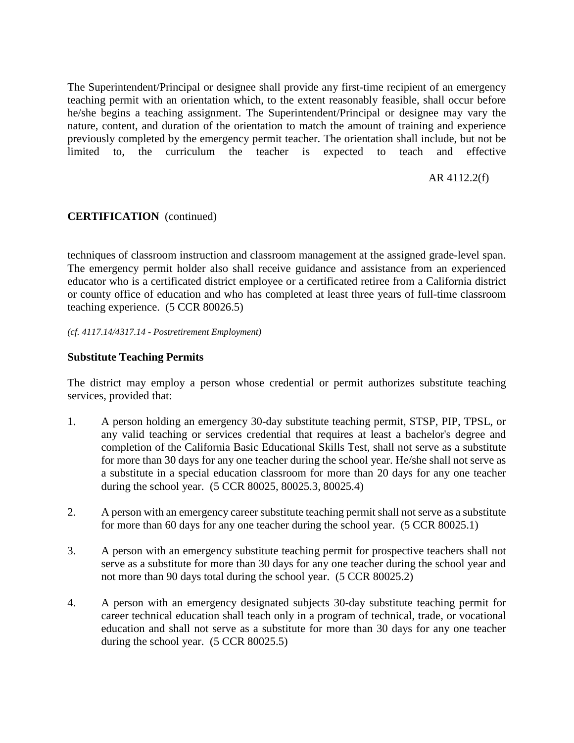The Superintendent/Principal or designee shall provide any first-time recipient of an emergency teaching permit with an orientation which, to the extent reasonably feasible, shall occur before he/she begins a teaching assignment. The Superintendent/Principal or designee may vary the nature, content, and duration of the orientation to match the amount of training and experience previously completed by the emergency permit teacher. The orientation shall include, but not be limited to, the curriculum the teacher is expected to teach and effective techniques of classroom instruction and classroom management at the assigned grade-level span. The emergency permit holder also shall receive guidance and assistance from an experienced educator who is a certificated district employee or a certificated retiree from a California district or county office of education and who has completed at least three years of full-time classroom teaching experience. (5 CCR 80026.5)

*(cf. 4117.14/4317.14 - Postretirement Employment)*

**Substitute Teaching Permits**

The district may employ a person whose credential or permit authorizes substitute teaching services, provided that:

1. A person holding an emergency 30-day substitute teaching permit, STSP, PIP, TPSL, or any valid teaching or services credential that requires at least a bachelor's degree and completion of the California Basic Educational Skills Test, shall not serve as a substitute for more than 30 days for any one teacher during the school year. He/she shall not serve as a substitute in a special education classroom for more than 20 days for any one teacher during the school year. (5 CCR 80025, 80025.3, 80025.4)

2. A person with an emergency career substitute teaching permit shall not serve as a substitute for more than 60 days for any one teacher during the school year. (5 CCR 80025.1)

3. A person with an emergency substitute teaching permit for prospective teachers shall not serve as a substitute for more than 30 days for any one teacher during the school year and not more than 90 days total during the school year. (5 CCR 80025.2)

4. A person with an emergency designated subjects 30-day substitute teaching permit for career technical education shall teach only in a program of technical, trade, or vocational education and shall not serve as a substitute for more than 30 days for any one teacher during the school year. (5 CCR 80025.5)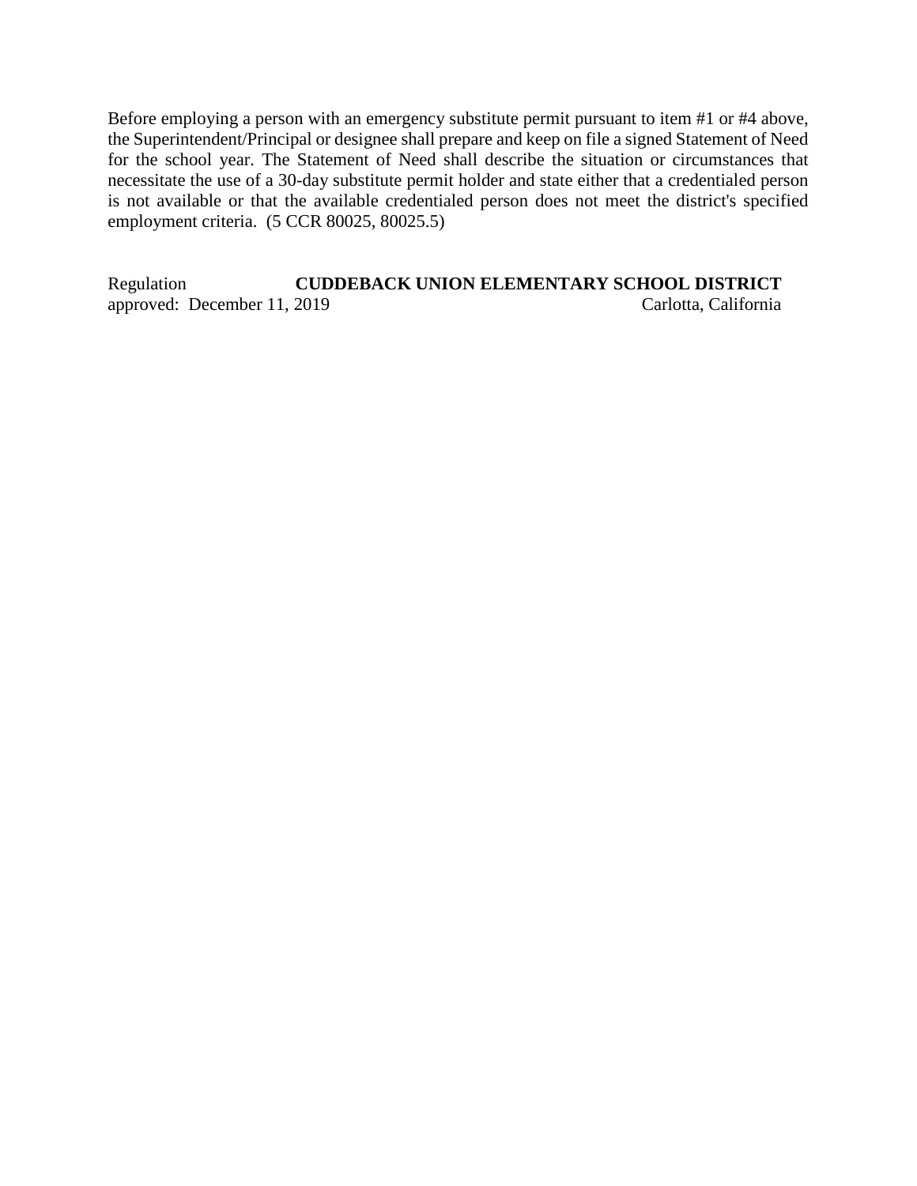Before employing a person with an emergency substitute permit pursuant to item #1 or #4 above, the Superintendent/Principal or designee shall prepare and keep on file a signed Statement of Need for the school year. The Statement of Need shall describe the situation or circumstances that necessitate the use of a 30-day substitute permit holder and state either that a credentialed person is not available or that the available credentialed person does not meet the district's specified employment criteria. (5 CCR 80025, 80025.5)

Regulation **CUDDEBACK UNION ELEMENTARY SCHOOL DISTRICT**
approved: December 11, 2019 Carlotta, California